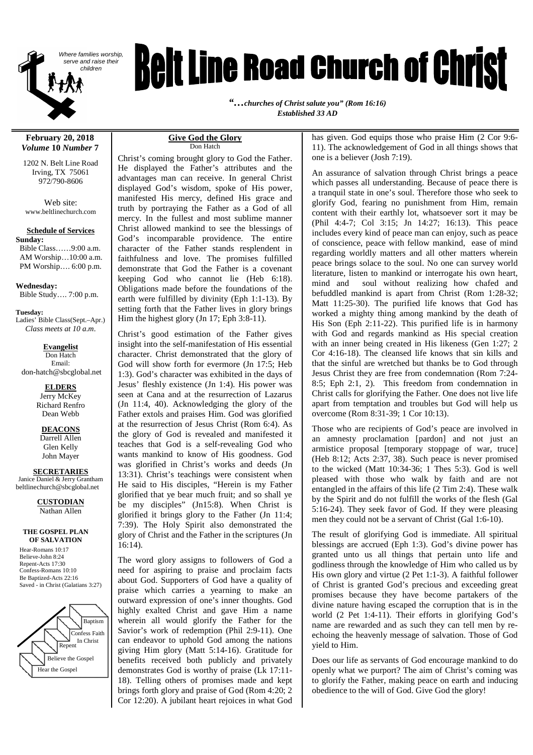*Where families worship, serve and raise their children*

# Belt Line Road Church of Christ

***"…churches of Christ salute you" (Rom 16:16)***
***Established 33 AD***

**February 20, 2018**
***Volume* 10 *Number* 7**

1202 N. Belt Line Road
Irving, TX 75061
972/790-8606

Web site:
www.beltlinechurch.com

**Schedule of Services**

**Sunday:**
Bible Class……9:00 a.m.
AM Worship…10:00 a.m.
PM Worship…. 6:00 p.m.

**Wednesday:**
Bible Study…. 7:00 p.m.

**Tuesday:**
Ladies' Bible Class(Sept.–Apr.)
*Class meets at 10 a.m.*

**Evangelist**
Don Hatch
Email:
don-hatch@sbcglobal.net

**ELDERS**
Jerry McKey
Richard Renfro
Dean Webb

**DEACONS**
Darrell Allen
Glen Kelly
John Mayer

**SECRETARIES**
Janice Daniel & Jerry Grantham
beltlinechurch@sbcglobal.net

**CUSTODIAN**
Nathan Allen

**THE GOSPEL PLAN OF SALVATION**

Hear-Romans 10:17
Believe-John 8:24
Repent-Acts 17:30
Confess-Romans 10:10
Be Baptized-Acts 22:16
Saved - in Christ (Galatians 3:27)

Baptism
Confess Faith In Christ
Repent
Believe the Gospel
Hear the Gospel

## Give God the Glory

Don Hatch

Christ's coming brought glory to God the Father. He displayed the Father's attributes and the advantages man can receive. In general Christ displayed God's wisdom, spoke of His power, manifested His mercy, defined His grace and truth by portraying the Father as a God of all mercy. In the fullest and most sublime manner Christ allowed mankind to see the blessings of God's incomparable providence. The entire character of the Father stands resplendent in faithfulness and love. The promises fulfilled demonstrate that God the Father is a covenant keeping God who cannot lie (Heb 6:18). Obligations made before the foundations of the earth were fulfilled by divinity (Eph 1:1-13). By setting forth that the Father lives in glory brings Him the highest glory (Jn 17; Eph 3:8-11).

Christ's good estimation of the Father gives insight into the self-manifestation of His essential character. Christ demonstrated that the glory of God will show forth for evermore (Jn 17:5; Heb 1:3). God's character was exhibited in the days of Jesus' fleshly existence (Jn 1:4). His power was seen at Cana and at the resurrection of Lazarus (Jn 11:4, 40). Acknowledging the glory of the Father extols and praises Him. God was glorified at the resurrection of Jesus Christ (Rom 6:4). As the glory of God is revealed and manifested it teaches that God is a self-revealing God who wants mankind to know of His goodness. God was glorified in Christ's works and deeds (Jn 13:31). Christ's teachings were consistent when He said to His disciples, "Herein is my Father glorified that ye bear much fruit; and so shall ye be my disciples" (Jn15:8). When Christ is glorified it brings glory to the Father (Jn 11:4; 7:39). The Holy Spirit also demonstrated the glory of Christ and the Father in the scriptures (Jn 16:14).

The word glory assigns to followers of God a need for aspiring to praise and proclaim facts about God. Supporters of God have a quality of praise which carries a yearning to make an outward expression of one's inner thoughts. God highly exalted Christ and gave Him a name wherein all would glorify the Father for the Savior's work of redemption (Phil 2:9-11). One can endeavor to uphold God among the nations giving Him glory (Matt 5:14-16). Gratitude for benefits received both publicly and privately demonstrates God is worthy of praise (Lk 17:11-18). Telling others of promises made and kept brings forth glory and praise of God (Rom 4:20; 2 Cor 12:20). A jubilant heart rejoices in what God has given. God equips those who praise Him (2 Cor 9:6-11). The acknowledgement of God in all things shows that one is a believer (Josh 7:19).

An assurance of salvation through Christ brings a peace which passes all understanding. Because of peace there is a tranquil state in one's soul. Therefore those who seek to glorify God, fearing no punishment from Him, remain content with their earthly lot, whatsoever sort it may be (Phil 4:4-7; Col 3:15; Jn 14:27; 16:13). This peace includes every kind of peace man can enjoy, such as peace of conscience, peace with fellow mankind, ease of mind regarding worldly matters and all other matters wherein peace brings solace to the soul. No one can survey world literature, listen to mankind or interrogate his own heart, mind and soul without realizing how chafed and befuddled mankind is apart from Christ (Rom 1:28-32; Matt 11:25-30). The purified life knows that God has worked a mighty thing among mankind by the death of His Son (Eph 2:11-22). This purified life is in harmony with God and regards mankind as His special creation with an inner being created in His likeness (Gen 1:27; 2 Cor 4:16-18). The cleansed life knows that sin kills and that the sinful are wretched but thanks be to God through Jesus Christ they are free from condemnation (Rom 7:24-8:5; Eph 2:1, 2). This freedom from condemnation in Christ calls for glorifying the Father. One does not live life apart from temptation and troubles but God will help us overcome (Rom 8:31-39; 1 Cor 10:13).

Those who are recipients of God's peace are involved in an amnesty proclamation [pardon] and not just an armistice proposal [temporary stoppage of war, truce] (Heb 8:12; Acts 2:37, 38). Such peace is never promised to the wicked (Matt 10:34-36; 1 Thes 5:3). God is well pleased with those who walk by faith and are not entangled in the affairs of this life (2 Tim 2:4). These walk by the Spirit and do not fulfill the works of the flesh (Gal 5:16-24). They seek favor of God. If they were pleasing men they could not be a servant of Christ (Gal 1:6-10).

The result of glorifying God is immediate. All spiritual blessings are accrued (Eph 1:3). God's divine power has granted unto us all things that pertain unto life and godliness through the knowledge of Him who called us by His own glory and virtue (2 Pet 1:1-3). A faithful follower of Christ is granted God's precious and exceeding great promises because they have become partakers of the divine nature having escaped the corruption that is in the world (2 Pet 1:4-11). Their efforts in glorifying God's name are rewarded and as such they can tell men by re-echoing the heavenly message of salvation. Those of God yield to Him.

Does our life as servants of God encourage mankind to do openly what we purport? The aim of Christ's coming was to glorify the Father, making peace on earth and inducing obedience to the will of God. Give God the glory!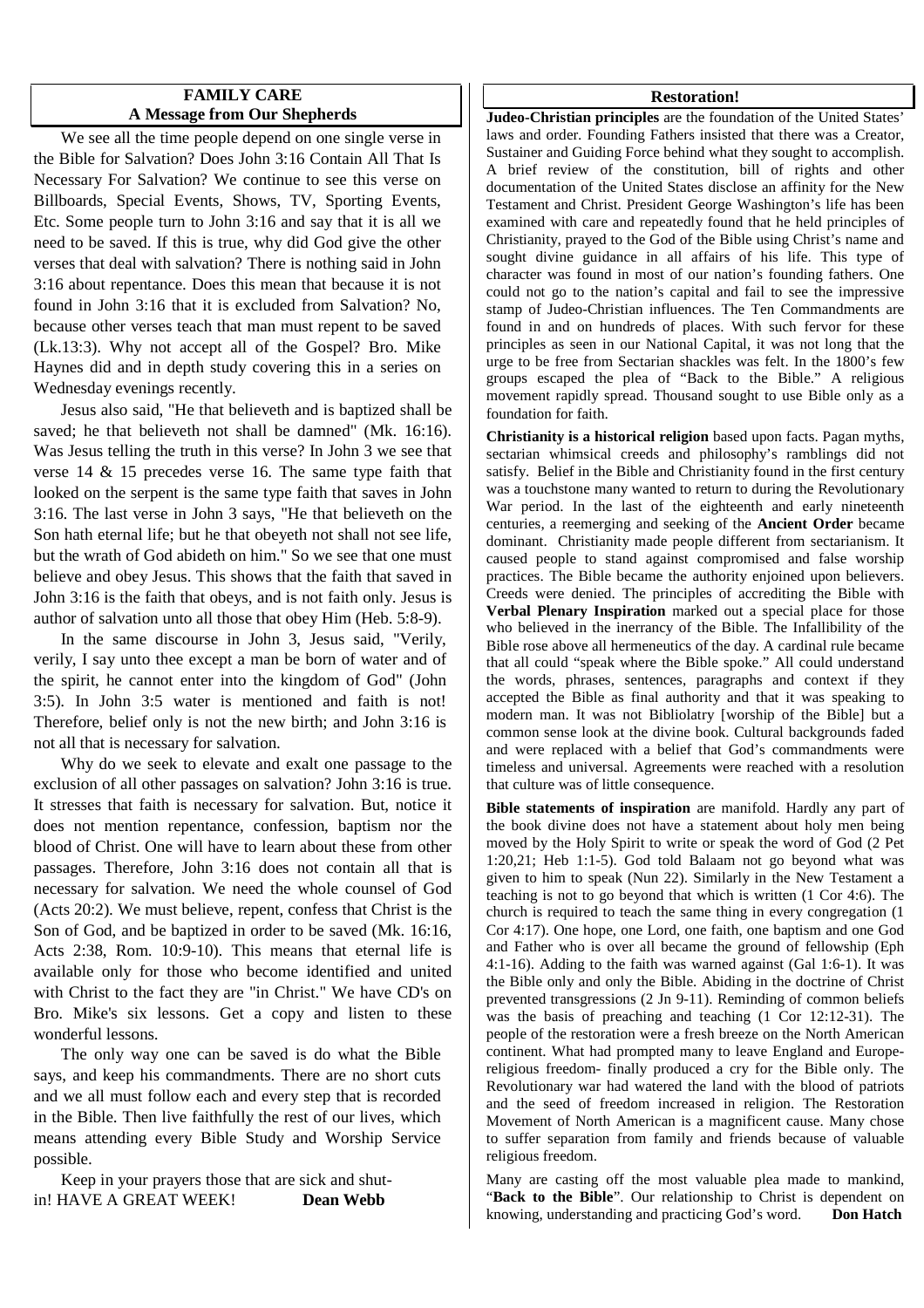## FAMILY CARE
## A Message from Our Shepherds

We see all the time people depend on one single verse in the Bible for Salvation? Does John 3:16 Contain All That Is Necessary For Salvation? We continue to see this verse on Billboards, Special Events, Shows, TV, Sporting Events, Etc. Some people turn to John 3:16 and say that it is all we need to be saved. If this is true, why did God give the other verses that deal with salvation? There is nothing said in John 3:16 about repentance. Does this mean that because it is not found in John 3:16 that it is excluded from Salvation? No, because other verses teach that man must repent to be saved (Lk.13:3). Why not accept all of the Gospel? Bro. Mike Haynes did and in depth study covering this in a series on Wednesday evenings recently.

Jesus also said, "He that believeth and is baptized shall be saved; he that believeth not shall be damned" (Mk. 16:16). Was Jesus telling the truth in this verse? In John 3 we see that verse 14 & 15 precedes verse 16. The same type faith that looked on the serpent is the same type faith that saves in John 3:16. The last verse in John 3 says, "He that believeth on the Son hath eternal life; but he that obeyeth not shall not see life, but the wrath of God abideth on him." So we see that one must believe and obey Jesus. This shows that the faith that saved in John 3:16 is the faith that obeys, and is not faith only. Jesus is author of salvation unto all those that obey Him (Heb. 5:8-9).

In the same discourse in John 3, Jesus said, "Verily, verily, I say unto thee except a man be born of water and of the spirit, he cannot enter into the kingdom of God" (John 3:5). In John 3:5 water is mentioned and faith is not! Therefore, belief only is not the new birth; and John 3:16 is not all that is necessary for salvation.

Why do we seek to elevate and exalt one passage to the exclusion of all other passages on salvation? John 3:16 is true. It stresses that faith is necessary for salvation. But, notice it does not mention repentance, confession, baptism nor the blood of Christ. One will have to learn about these from other passages. Therefore, John 3:16 does not contain all that is necessary for salvation. We need the whole counsel of God (Acts 20:2). We must believe, repent, confess that Christ is the Son of God, and be baptized in order to be saved (Mk. 16:16, Acts 2:38, Rom. 10:9-10). This means that eternal life is available only for those who become identified and united with Christ to the fact they are "in Christ." We have CD's on Bro. Mike's six lessons. Get a copy and listen to these wonderful lessons.

The only way one can be saved is do what the Bible says, and keep his commandments. There are no short cuts and we all must follow each and every step that is recorded in the Bible. Then live faithfully the rest of our lives, which means attending every Bible Study and Worship Service possible.

Keep in your prayers those that are sick and shut-in! HAVE A GREAT WEEK! **Dean Webb**

## Restoration!

**Judeo-Christian principles** are the foundation of the United States' laws and order. Founding Fathers insisted that there was a Creator, Sustainer and Guiding Force behind what they sought to accomplish. A brief review of the constitution, bill of rights and other documentation of the United States disclose an affinity for the New Testament and Christ. President George Washington's life has been examined with care and repeatedly found that he held principles of Christianity, prayed to the God of the Bible using Christ's name and sought divine guidance in all affairs of his life. This type of character was found in most of our nation's founding fathers. One could not go to the nation's capital and fail to see the impressive stamp of Judeo-Christian influences. The Ten Commandments are found in and on hundreds of places. With such fervor for these principles as seen in our National Capital, it was not long that the urge to be free from Sectarian shackles was felt. In the 1800's few groups escaped the plea of "Back to the Bible." A religious movement rapidly spread. Thousand sought to use Bible only as a foundation for faith.

**Christianity is a historical religion** based upon facts. Pagan myths, sectarian whimsical creeds and philosophy's ramblings did not satisfy. Belief in the Bible and Christianity found in the first century was a touchstone many wanted to return to during the Revolutionary War period. In the last of the eighteenth and early nineteenth centuries, a reemerging and seeking of the **Ancient Order** became dominant. Christianity made people different from sectarianism. It caused people to stand against compromised and false worship practices. The Bible became the authority enjoined upon believers. Creeds were denied. The principles of accrediting the Bible with **Verbal Plenary Inspiration** marked out a special place for those who believed in the inerrancy of the Bible. The Infallibility of the Bible rose above all hermeneutics of the day. A cardinal rule became that all could "speak where the Bible spoke." All could understand the words, phrases, sentences, paragraphs and context if they accepted the Bible as final authority and that it was speaking to modern man. It was not Bibliolatry [worship of the Bible] but a common sense look at the divine book. Cultural backgrounds faded and were replaced with a belief that God's commandments were timeless and universal. Agreements were reached with a resolution that culture was of little consequence.

**Bible statements of inspiration** are manifold. Hardly any part of the book divine does not have a statement about holy men being moved by the Holy Spirit to write or speak the word of God (2 Pet 1:20,21; Heb 1:1-5). God told Balaam not go beyond what was given to him to speak (Nun 22). Similarly in the New Testament a teaching is not to go beyond that which is written (1 Cor 4:6). The church is required to teach the same thing in every congregation (1 Cor 4:17). One hope, one Lord, one faith, one baptism and one God and Father who is over all became the ground of fellowship (Eph 4:1-16). Adding to the faith was warned against (Gal 1:6-1). It was the Bible only and only the Bible. Abiding in the doctrine of Christ prevented transgressions (2 Jn 9-11). Reminding of common beliefs was the basis of preaching and teaching (1 Cor 12:12-31). The people of the restoration were a fresh breeze on the North American continent. What had prompted many to leave England and Europe- religious freedom- finally produced a cry for the Bible only. The Revolutionary war had watered the land with the blood of patriots and the seed of freedom increased in religion. The Restoration Movement of North American is a magnificent cause. Many chose to suffer separation from family and friends because of valuable religious freedom.

Many are casting off the most valuable plea made to mankind, "**Back to the Bible**". Our relationship to Christ is dependent on knowing, understanding and practicing God's word. **Don Hatch**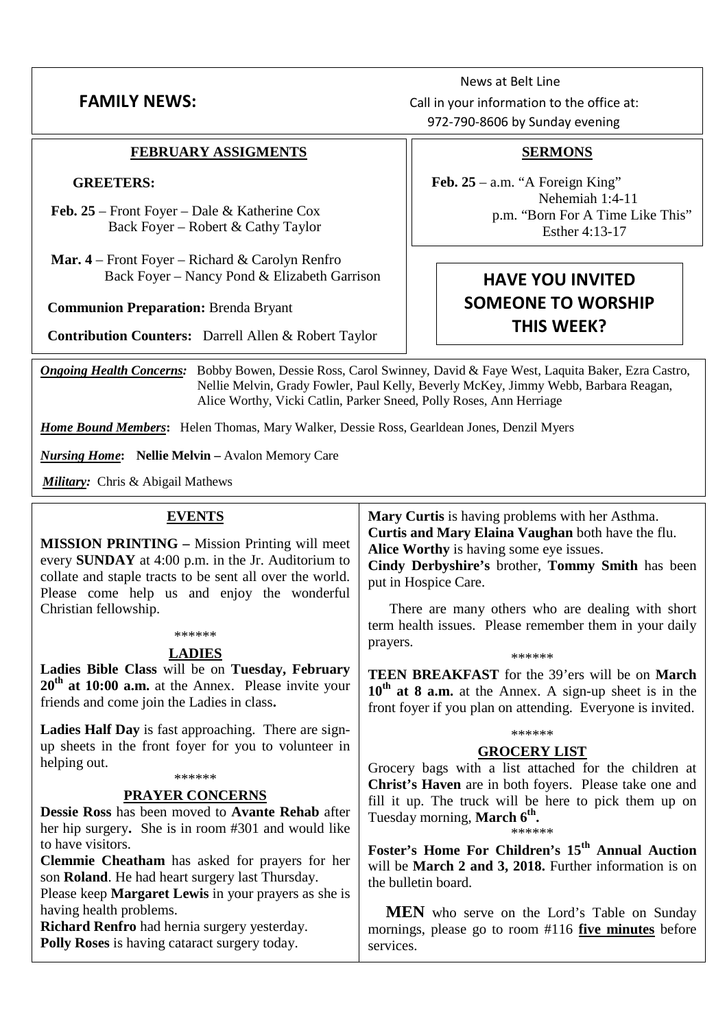## FAMILY NEWS:

News at Belt Line

Call in your information to the office at:

972-790-8606 by Sunday evening

### FEBRUARY ASSIGMENTS

**GREETERS:**

**Feb. 25** – Front Foyer – Dale & Katherine Cox
Back Foyer – Robert & Cathy Taylor

**Mar. 4** – Front Foyer – Richard & Carolyn Renfro
Back Foyer – Nancy Pond & Elizabeth Garrison

**Communion Preparation:** Brenda Bryant

**Contribution Counters:** Darrell Allen & Robert Taylor

### SERMONS

**Feb. 25** – a.m. "A Foreign King"
Nehemiah 1:4-11
p.m. "Born For A Time Like This"
Esther 4:13-17

**HAVE YOU INVITED SOMEONE TO WORSHIP THIS WEEK?**

***Ongoing Health Concerns:*** Bobby Bowen, Dessie Ross, Carol Swinney, David & Faye West, Laquita Baker, Ezra Castro, Nellie Melvin, Grady Fowler, Paul Kelly, Beverly McKey, Jimmy Webb, Barbara Reagan, Alice Worthy, Vicki Catlin, Parker Sneed, Polly Roses, Ann Herriage

***Home Bound Members*:** Helen Thomas, Mary Walker, Dessie Ross, Gearldean Jones, Denzil Myers

***Nursing Home*:** **Nellie Melvin –** Avalon Memory Care

***Military:*** Chris & Abigail Mathews

### EVENTS

**MISSION PRINTING –** Mission Printing will meet every **SUNDAY** at 4:00 p.m. in the Jr. Auditorium to collate and staple tracts to be sent all over the world. Please come help us and enjoy the wonderful Christian fellowship.

******

### LADIES

**Ladies Bible Class** will be on **Tuesday, February 20th at 10:00 a.m.** at the Annex. Please invite your friends and come join the Ladies in class**.**

**Ladies Half Day** is fast approaching. There are sign-up sheets in the front foyer for you to volunteer in helping out.

******

### PRAYER CONCERNS

**Dessie Ross** has been moved to **Avante Rehab** after her hip surgery**.** She is in room #301 and would like to have visitors.

**Clemmie Cheatham** has asked for prayers for her son **Roland**. He had heart surgery last Thursday.

Please keep **Margaret Lewis** in your prayers as she is having health problems.

**Richard Renfro** had hernia surgery yesterday.

**Polly Roses** is having cataract surgery today.

**Mary Curtis** is having problems with her Asthma.

**Curtis and Mary Elaina Vaughan** both have the flu.

**Alice Worthy** is having some eye issues.

**Cindy Derbyshire's** brother, **Tommy Smith** has been put in Hospice Care.

There are many others who are dealing with short term health issues. Please remember them in your daily prayers.

******

**TEEN BREAKFAST** for the 39'ers will be on **March 10th at 8 a.m.** at the Annex. A sign-up sheet is in the front foyer if you plan on attending. Everyone is invited.

******

### GROCERY LIST

Grocery bags with a list attached for the children at **Christ's Haven** are in both foyers. Please take one and fill it up. The truck will be here to pick them up on Tuesday morning, **March 6th.**

******

**Foster's Home For Children's 15th Annual Auction** will be **March 2 and 3, 2018.** Further information is on the bulletin board.

**MEN** who serve on the Lord's Table on Sunday mornings, please go to room #116 **five minutes** before services.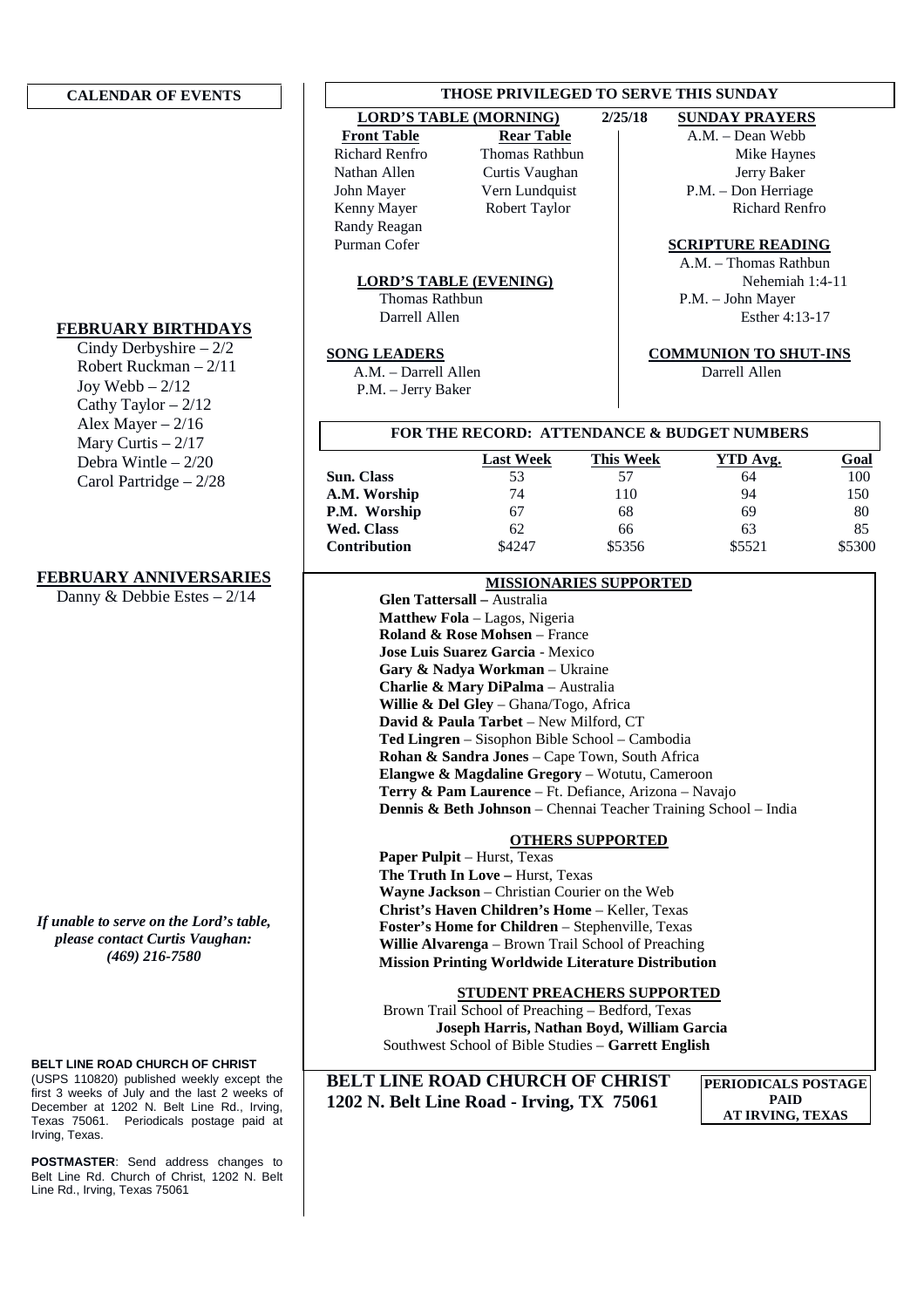## CALENDAR OF EVENTS

### FEBRUARY BIRTHDAYS

Cindy Derbyshire – 2/2
Robert Ruckman – 2/11
Joy Webb – 2/12
Cathy Taylor – 2/12
Alex Mayer – 2/16
Mary Curtis – 2/17
Debra Wintle – 2/20
Carol Partridge – 2/28

### FEBRUARY ANNIVERSARIES

Danny & Debbie Estes – 2/14

*If unable to serve on the Lord's table, please contact Curtis Vaughan: (469) 216-7580*

**BELT LINE ROAD CHURCH OF CHRIST**
(USPS 110820) published weekly except the first 3 weeks of July and the last 2 weeks of December at 1202 N. Belt Line Rd., Irving, Texas 75061. Periodicals postage paid at Irving, Texas.

**POSTMASTER**: Send address changes to Belt Line Rd. Church of Christ, 1202 N. Belt Line Rd., Irving, Texas 75061

## THOSE PRIVILEGED TO SERVE THIS SUNDAY

**LORD'S TABLE (MORNING)** 2/25/18

| Front Table | Rear Table |
|---|---|
| Richard Renfro | Thomas Rathbun |
| Nathan Allen | Curtis Vaughan |
| John Mayer | Vern Lundquist |
| Kenny Mayer | Robert Taylor |
| Randy Reagan | |
| Purman Cofer | |

**LORD'S TABLE (EVENING)**
Thomas Rathbun
Darrell Allen

**SONG LEADERS**
A.M. – Darrell Allen
P.M. – Jerry Baker

**SUNDAY PRAYERS**
A.M. – Dean Webb
Mike Haynes
Jerry Baker
P.M. – Don Herriage
Richard Renfro

**SCRIPTURE READING**
A.M. – Thomas Rathbun
Nehemiah 1:4-11
P.M. – John Mayer
Esther 4:13-17

**COMMUNION TO SHUT-INS**
Darrell Allen

## FOR THE RECORD: ATTENDANCE & BUDGET NUMBERS

| | Last Week | This Week | YTD Avg. | Goal |
|---|---|---|---|---|
| **Sun. Class** | 53 | 57 | 64 | 100 |
| **A.M. Worship** | 74 | 110 | 94 | 150 |
| **P.M. Worship** | 67 | 68 | 69 | 80 |
| **Wed. Class** | 62 | 66 | 63 | 85 |
| **Contribution** | $4247 | $5356 | $5521 | $5300 |

## MISSIONARIES SUPPORTED

**Glen Tattersall –** Australia
**Matthew Fola** – Lagos, Nigeria
**Roland & Rose Mohsen** – France
**Jose Luis Suarez Garcia** - Mexico
**Gary & Nadya Workman** – Ukraine
**Charlie & Mary DiPalma** – Australia
**Willie & Del Gley** – Ghana/Togo, Africa
**David & Paula Tarbet** – New Milford, CT
**Ted Lingren** – Sisophon Bible School – Cambodia
**Rohan & Sandra Jones** – Cape Town, South Africa
**Elangwe & Magdaline Gregory** – Wotutu, Cameroon
**Terry & Pam Laurence** – Ft. Defiance, Arizona – Navajo
**Dennis & Beth Johnson** – Chennai Teacher Training School – India

## OTHERS SUPPORTED

**Paper Pulpit** – Hurst, Texas
**The Truth In Love –** Hurst, Texas
**Wayne Jackson** – Christian Courier on the Web
**Christ's Haven Children's Home** – Keller, Texas
**Foster's Home for Children** – Stephenville, Texas
**Willie Alvarenga** – Brown Trail School of Preaching
**Mission Printing Worldwide Literature Distribution**

## STUDENT PREACHERS SUPPORTED

Brown Trail School of Preaching – Bedford, Texas
**Joseph Harris, Nathan Boyd, William Garcia**
Southwest School of Bible Studies – **Garrett English**

**BELT LINE ROAD CHURCH OF CHRIST**
**1202 N. Belt Line Road - Irving, TX 75061**

**PERIODICALS POSTAGE PAID AT IRVING, TEXAS**